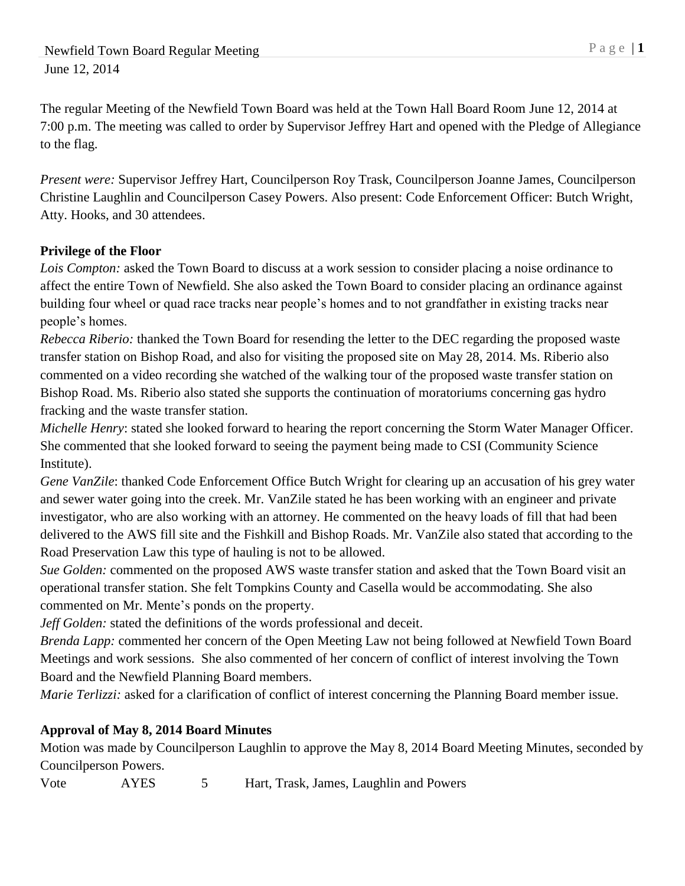The regular Meeting of the Newfield Town Board was held at the Town Hall Board Room June 12, 2014 at 7:00 p.m. The meeting was called to order by Supervisor Jeffrey Hart and opened with the Pledge of Allegiance to the flag.

*Present were:* Supervisor Jeffrey Hart, Councilperson Roy Trask, Councilperson Joanne James, Councilperson Christine Laughlin and Councilperson Casey Powers. Also present: Code Enforcement Officer: Butch Wright, Atty. Hooks, and 30 attendees.

**Privilege of the Floor**

*Lois Compton:* asked the Town Board to discuss at a work session to consider placing a noise ordinance to affect the entire Town of Newfield. She also asked the Town Board to consider placing an ordinance against building four wheel or quad race tracks near people's homes and to not grandfather in existing tracks near people's homes.

*Rebecca Riberio:* thanked the Town Board for resending the letter to the DEC regarding the proposed waste transfer station on Bishop Road, and also for visiting the proposed site on May 28, 2014. Ms. Riberio also commented on a video recording she watched of the walking tour of the proposed waste transfer station on Bishop Road. Ms. Riberio also stated she supports the continuation of moratoriums concerning gas hydro fracking and the waste transfer station.

*Michelle Henry*: stated she looked forward to hearing the report concerning the Storm Water Manager Officer. She commented that she looked forward to seeing the payment being made to CSI (Community Science Institute).

*Gene VanZile*: thanked Code Enforcement Office Butch Wright for clearing up an accusation of his grey water and sewer water going into the creek. Mr. VanZile stated he has been working with an engineer and private investigator, who are also working with an attorney. He commented on the heavy loads of fill that had been delivered to the AWS fill site and the Fishkill and Bishop Roads. Mr. VanZile also stated that according to the Road Preservation Law this type of hauling is not to be allowed.

*Sue Golden:* commented on the proposed AWS waste transfer station and asked that the Town Board visit an operational transfer station. She felt Tompkins County and Casella would be accommodating. She also commented on Mr. Mente's ponds on the property.

*Jeff Golden:* stated the definitions of the words professional and deceit.

*Brenda Lapp:* commented her concern of the Open Meeting Law not being followed at Newfield Town Board Meetings and work sessions. She also commented of her concern of conflict of interest involving the Town Board and the Newfield Planning Board members.

*Marie Terlizzi:* asked for a clarification of conflict of interest concerning the Planning Board member issue.

**Approval of May 8, 2014 Board Minutes**

Motion was made by Councilperson Laughlin to approve the May 8, 2014 Board Meeting Minutes, seconded by Councilperson Powers.

| | | | |
|---|---|---|---|
| Vote | AYES | 5 | Hart, Trask, James, Laughlin and Powers |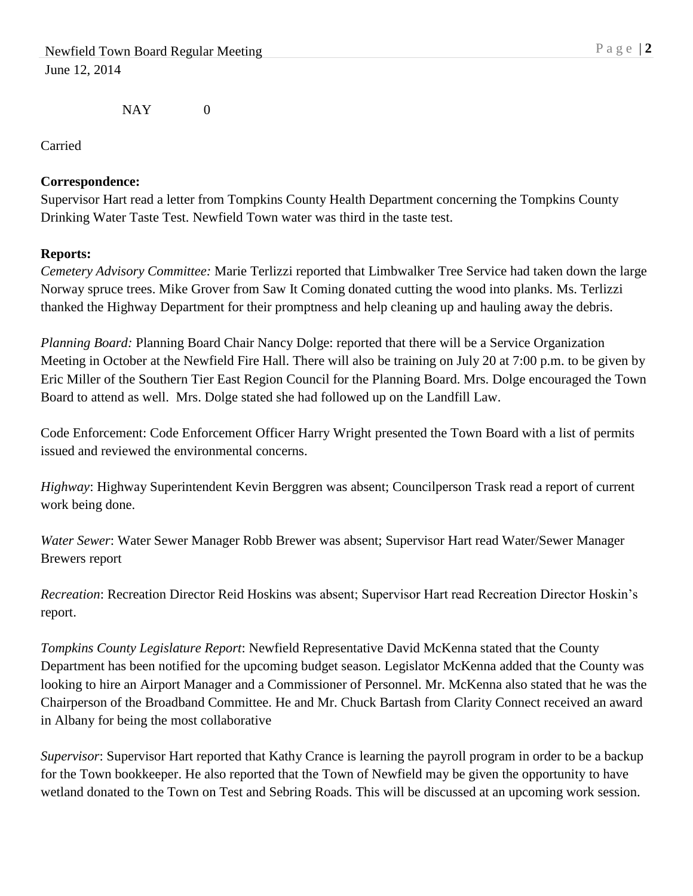NAY 0

Carried

**Correspondence:**
Supervisor Hart read a letter from Tompkins County Health Department concerning the Tompkins County Drinking Water Taste Test. Newfield Town water was third in the taste test.

**Reports:**
*Cemetery Advisory Committee:* Marie Terlizzi reported that Limbwalker Tree Service had taken down the large Norway spruce trees. Mike Grover from Saw It Coming donated cutting the wood into planks. Ms. Terlizzi thanked the Highway Department for their promptness and help cleaning up and hauling away the debris.

*Planning Board:* Planning Board Chair Nancy Dolge: reported that there will be a Service Organization Meeting in October at the Newfield Fire Hall. There will also be training on July 20 at 7:00 p.m. to be given by Eric Miller of the Southern Tier East Region Council for the Planning Board. Mrs. Dolge encouraged the Town Board to attend as well. Mrs. Dolge stated she had followed up on the Landfill Law.

Code Enforcement: Code Enforcement Officer Harry Wright presented the Town Board with a list of permits issued and reviewed the environmental concerns.

*Highway*: Highway Superintendent Kevin Berggren was absent; Councilperson Trask read a report of current work being done.

*Water Sewer*: Water Sewer Manager Robb Brewer was absent; Supervisor Hart read Water/Sewer Manager Brewers report

*Recreation*: Recreation Director Reid Hoskins was absent; Supervisor Hart read Recreation Director Hoskin's report.

*Tompkins County Legislature Report*: Newfield Representative David McKenna stated that the County Department has been notified for the upcoming budget season. Legislator McKenna added that the County was looking to hire an Airport Manager and a Commissioner of Personnel. Mr. McKenna also stated that he was the Chairperson of the Broadband Committee. He and Mr. Chuck Bartash from Clarity Connect received an award in Albany for being the most collaborative

*Supervisor*: Supervisor Hart reported that Kathy Crance is learning the payroll program in order to be a backup for the Town bookkeeper. He also reported that the Town of Newfield may be given the opportunity to have wetland donated to the Town on Test and Sebring Roads. This will be discussed at an upcoming work session.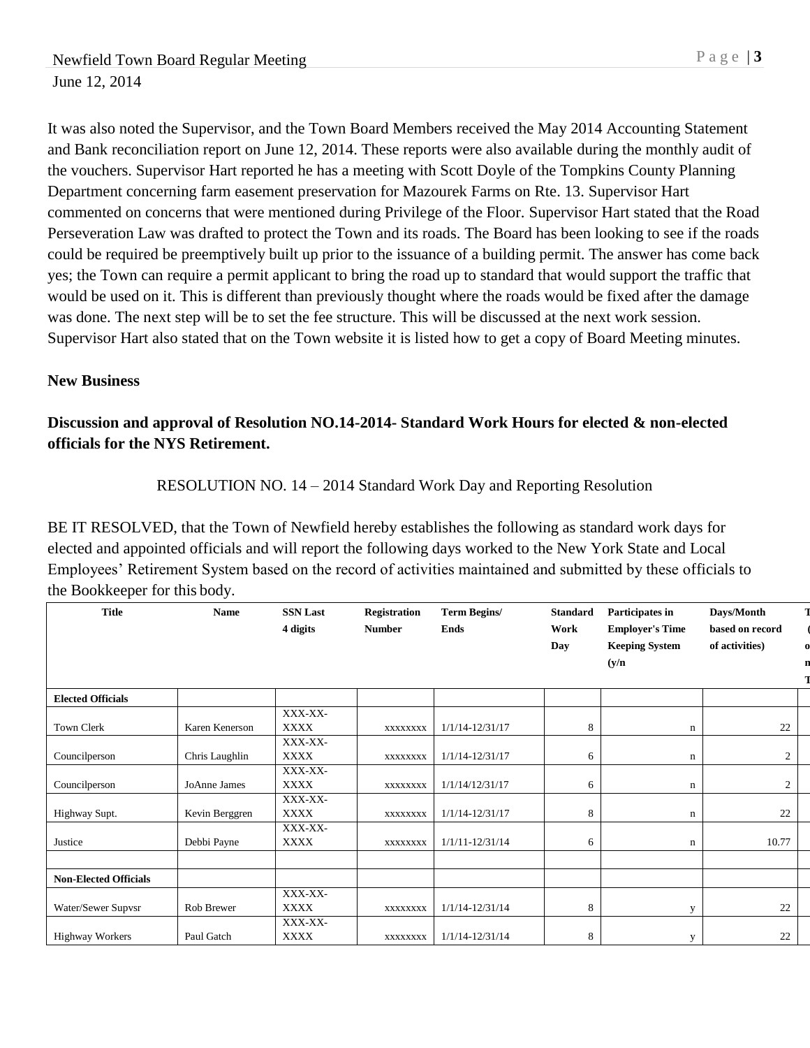It was also noted the Supervisor, and the Town Board Members received the May 2014 Accounting Statement and Bank reconciliation report on June 12, 2014. These reports were also available during the monthly audit of the vouchers. Supervisor Hart reported he has a meeting with Scott Doyle of the Tompkins County Planning Department concerning farm easement preservation for Mazourek Farms on Rte. 13. Supervisor Hart commented on concerns that were mentioned during Privilege of the Floor. Supervisor Hart stated that the Road Perseveration Law was drafted to protect the Town and its roads. The Board has been looking to see if the roads could be required be preemptively built up prior to the issuance of a building permit. The answer has come back yes; the Town can require a permit applicant to bring the road up to standard that would support the traffic that would be used on it. This is different than previously thought where the roads would be fixed after the damage was done. The next step will be to set the fee structure. This will be discussed at the next work session. Supervisor Hart also stated that on the Town website it is listed how to get a copy of Board Meeting minutes.

**New Business**

**Discussion and approval of Resolution NO.14-2014- Standard Work Hours for elected & non-elected officials for the NYS Retirement.**

RESOLUTION NO. 14 – 2014 Standard Work Day and Reporting Resolution

BE IT RESOLVED, that the Town of Newfield hereby establishes the following as standard work days for elected and appointed officials and will report the following days worked to the New York State and Local Employees' Retirement System based on the record of activities maintained and submitted by these officials to the Bookkeeper for this body.

| Title | Name | SSN Last 4 digits | Registration Number | Term Begins/ Ends | Standard Work Day | Participates in Employer's Time Keeping System (y/n | Days/Month based on record of activities) | T ( o n T |
|---|---|---|---|---|---|---|---|---|
| **Elected Officials** | | | | | | | | |
| Town Clerk | Karen Kenerson | XXX-XX-XXXX | xxxxxxxx | 1/1/14-12/31/17 | 8 | n | 22 | |
| Councilperson | Chris Laughlin | XXX-XX-XXXX | xxxxxxxx | 1/1/14-12/31/17 | 6 | n | 2 | |
| Councilperson | JoAnne James | XXX-XX-XXXX | xxxxxxxx | 1/1/14/12/31/17 | 6 | n | 2 | |
| Highway Supt. | Kevin Berggren | XXX-XX-XXXX | xxxxxxxx | 1/1/14-12/31/17 | 8 | n | 22 | |
| Justice | Debbi Payne | XXX-XX-XXXX | xxxxxxxx | 1/1/11-12/31/14 | 6 | n | 10.77 | |
| | | | | | | | | |
| **Non-Elected Officials** | | | | | | | | |
| Water/Sewer Supvsr | Rob Brewer | XXX-XX-XXXX | xxxxxxxx | 1/1/14-12/31/14 | 8 | y | 22 | |
| Highway Workers | Paul Gatch | XXX-XX-XXXX | xxxxxxxx | 1/1/14-12/31/14 | 8 | y | 22 | |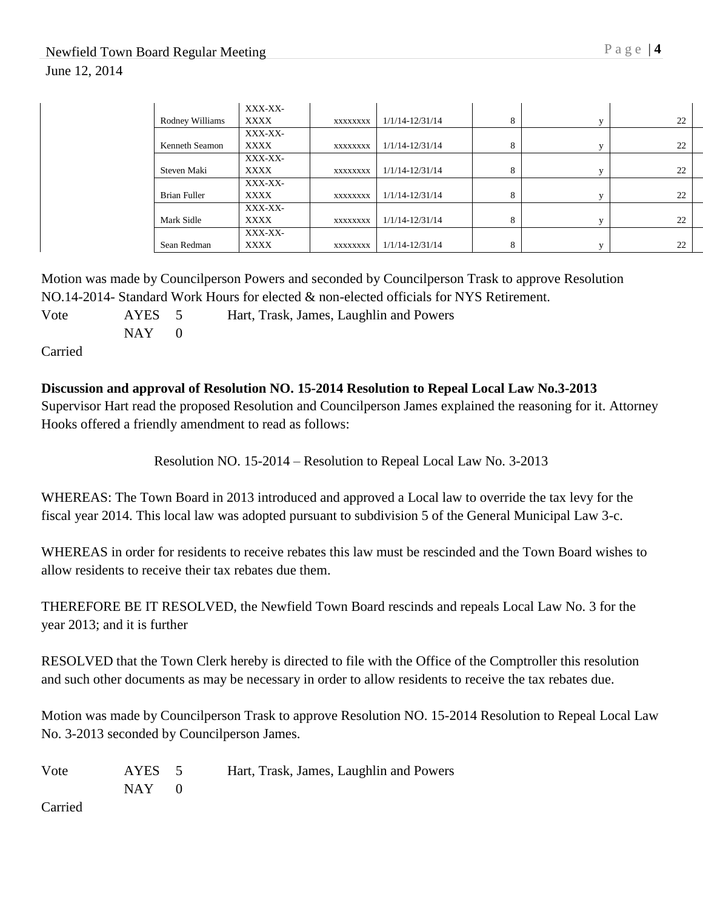| | | | | | | |
|---|---|---|---|---|---|---|
| Rodney Williams | XXX-XX-XXXX | xxxxxxxx | 1/1/14-12/31/14 | 8 | y | 22 |
| Kenneth Seamon | XXX-XX-XXXX | xxxxxxxx | 1/1/14-12/31/14 | 8 | y | 22 |
| Steven Maki | XXX-XX-XXXX | xxxxxxxx | 1/1/14-12/31/14 | 8 | y | 22 |
| Brian Fuller | XXX-XX-XXXX | xxxxxxxx | 1/1/14-12/31/14 | 8 | y | 22 |
| Mark Sidle | XXX-XX-XXXX | xxxxxxxx | 1/1/14-12/31/14 | 8 | y | 22 |
| Sean Redman | XXX-XX-XXXX | xxxxxxxx | 1/1/14-12/31/14 | 8 | y | 22 |

Motion was made by Councilperson Powers and seconded by Councilperson Trask to approve Resolution NO.14-2014- Standard Work Hours for elected & non-elected officials for NYS Retirement.

Vote AYES 5 Hart, Trask, James, Laughlin and Powers
NAY 0

Carried

**Discussion and approval of Resolution NO. 15-2014 Resolution to Repeal Local Law No.3-2013**

Supervisor Hart read the proposed Resolution and Councilperson James explained the reasoning for it. Attorney Hooks offered a friendly amendment to read as follows:

Resolution NO. 15-2014 – Resolution to Repeal Local Law No. 3-2013

WHEREAS: The Town Board in 2013 introduced and approved a Local law to override the tax levy for the fiscal year 2014. This local law was adopted pursuant to subdivision 5 of the General Municipal Law 3-c.

WHEREAS in order for residents to receive rebates this law must be rescinded and the Town Board wishes to allow residents to receive their tax rebates due them.

THEREFORE BE IT RESOLVED, the Newfield Town Board rescinds and repeals Local Law No. 3 for the year 2013; and it is further

RESOLVED that the Town Clerk hereby is directed to file with the Office of the Comptroller this resolution and such other documents as may be necessary in order to allow residents to receive the tax rebates due.

Motion was made by Councilperson Trask to approve Resolution NO. 15-2014 Resolution to Repeal Local Law No. 3-2013 seconded by Councilperson James.

Vote AYES 5 Hart, Trask, James, Laughlin and Powers
NAY 0

Carried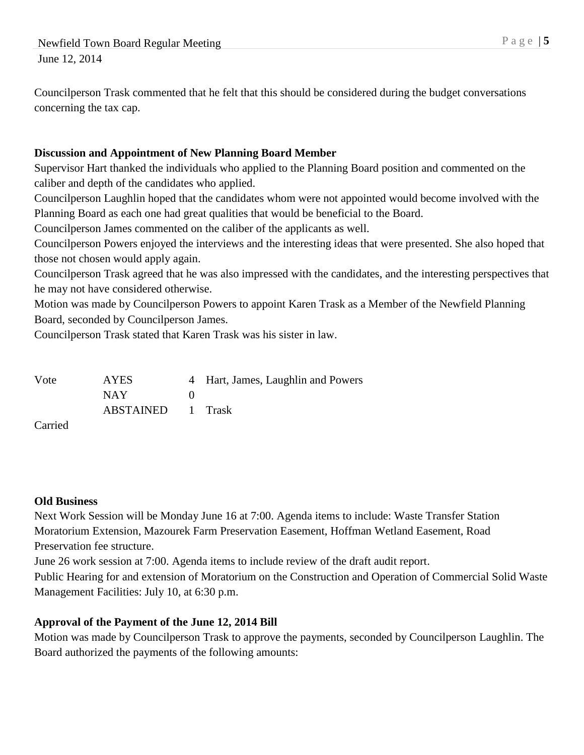Councilperson Trask commented that he felt that this should be considered during the budget conversations concerning the tax cap.

**Discussion and Appointment of New Planning Board Member**

Supervisor Hart thanked the individuals who applied to the Planning Board position and commented on the caliber and depth of the candidates who applied.

Councilperson Laughlin hoped that the candidates whom were not appointed would become involved with the Planning Board as each one had great qualities that would be beneficial to the Board.

Councilperson James commented on the caliber of the applicants as well.

Councilperson Powers enjoyed the interviews and the interesting ideas that were presented. She also hoped that those not chosen would apply again.

Councilperson Trask agreed that he was also impressed with the candidates, and the interesting perspectives that he may not have considered otherwise.

Motion was made by Councilperson Powers to appoint Karen Trask as a Member of the Newfield Planning Board, seconded by Councilperson James.

Councilperson Trask stated that Karen Trask was his sister in law.

| | | | |
|---|---|---|---|
| Vote | AYES | 4 | Hart, James, Laughlin and Powers |
| | NAY | 0 | |
| | ABSTAINED | 1 | Trask |

Carried

**Old Business**

Next Work Session will be Monday June 16 at 7:00. Agenda items to include: Waste Transfer Station Moratorium Extension, Mazourek Farm Preservation Easement, Hoffman Wetland Easement, Road Preservation fee structure.

June 26 work session at 7:00. Agenda items to include review of the draft audit report.

Public Hearing for and extension of Moratorium on the Construction and Operation of Commercial Solid Waste Management Facilities: July 10, at 6:30 p.m.

**Approval of the Payment of the June 12, 2014 Bill**

Motion was made by Councilperson Trask to approve the payments, seconded by Councilperson Laughlin. The Board authorized the payments of the following amounts: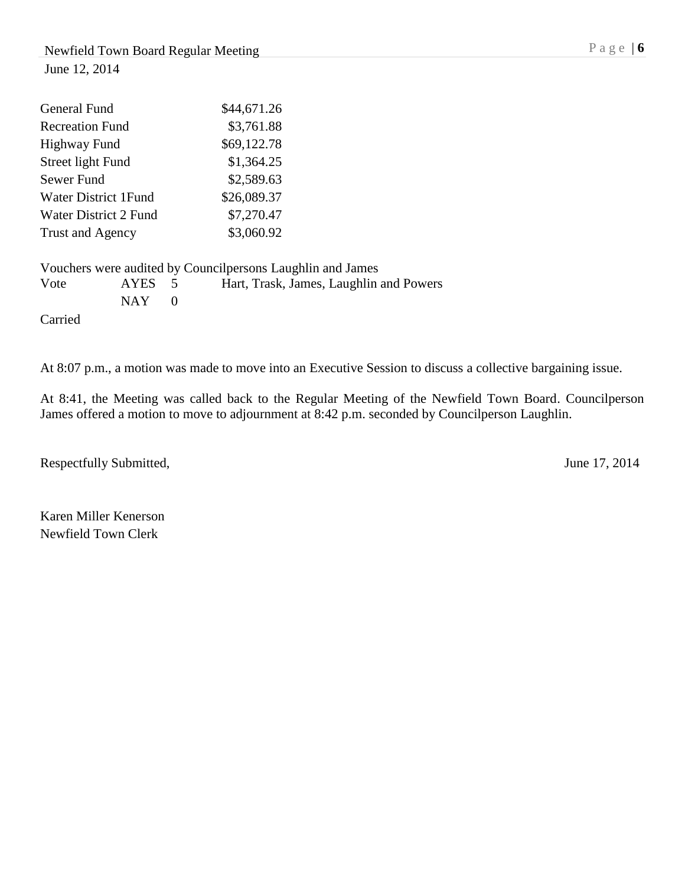| | |
|---|---|
| General Fund | $44,671.26 |
| Recreation Fund | $3,761.88 |
| Highway Fund | $69,122.78 |
| Street light Fund | $1,364.25 |
| Sewer Fund | $2,589.63 |
| Water District 1Fund | $26,089.37 |
| Water District 2 Fund | $7,270.47 |
| Trust and Agency | $3,060.92 |

Vouchers were audited by Councilpersons Laughlin and James

| | | | |
|---|---|---|---|
| Vote | AYES | 5 | Hart, Trask, James, Laughlin and Powers |
| | NAY | 0 | |

Carried

At 8:07 p.m., a motion was made to move into an Executive Session to discuss a collective bargaining issue.

At 8:41, the Meeting was called back to the Regular Meeting of the Newfield Town Board. Councilperson James offered a motion to move to adjournment at 8:42 p.m. seconded by Councilperson Laughlin.

Respectfully Submitted, June 17, 2014

Karen Miller Kenerson
Newfield Town Clerk